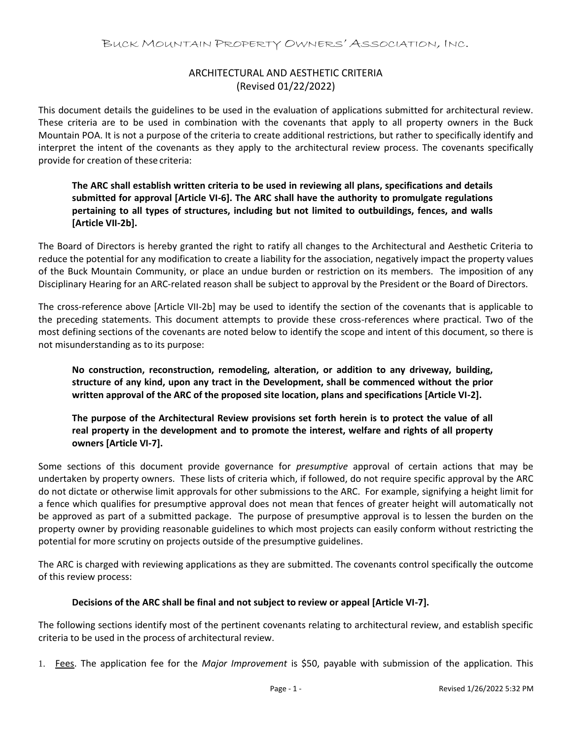# Buck Mountain Property Owners' Association, Inc.

## ARCHITECTURAL AND AESTHETIC CRITERIA
(Revised 01/22/2022)

This document details the guidelines to be used in the evaluation of applications submitted for architectural review. These criteria are to be used in combination with the covenants that apply to all property owners in the Buck Mountain POA. It is not a purpose of the criteria to create additional restrictions, but rather to specifically identify and interpret the intent of the covenants as they apply to the architectural review process. The covenants specifically provide for creation of these criteria:

> **The ARC shall establish written criteria to be used in reviewing all plans, specifications and details submitted for approval [Article VI-6]. The ARC shall have the authority to promulgate regulations pertaining to all types of structures, including but not limited to outbuildings, fences, and walls [Article VII-2b].**

The Board of Directors is hereby granted the right to ratify all changes to the Architectural and Aesthetic Criteria to reduce the potential for any modification to create a liability for the association, negatively impact the property values of the Buck Mountain Community, or place an undue burden or restriction on its members. The imposition of any Disciplinary Hearing for an ARC-related reason shall be subject to approval by the President or the Board of Directors.

The cross-reference above [Article VII-2b] may be used to identify the section of the covenants that is applicable to the preceding statements. This document attempts to provide these cross-references where practical. Two of the most defining sections of the covenants are noted below to identify the scope and intent of this document, so there is not misunderstanding as to its purpose:

> **No construction, reconstruction, remodeling, alteration, or addition to any driveway, building, structure of any kind, upon any tract in the Development, shall be commenced without the prior written approval of the ARC of the proposed site location, plans and specifications [Article VI-2].**

> **The purpose of the Architectural Review provisions set forth herein is to protect the value of all real property in the development and to promote the interest, welfare and rights of all property owners [Article VI-7].**

Some sections of this document provide governance for *presumptive* approval of certain actions that may be undertaken by property owners. These lists of criteria which, if followed, do not require specific approval by the ARC do not dictate or otherwise limit approvals for other submissions to the ARC. For example, signifying a height limit for a fence which qualifies for presumptive approval does not mean that fences of greater height will automatically not be approved as part of a submitted package. The purpose of presumptive approval is to lessen the burden on the property owner by providing reasonable guidelines to which most projects can easily conform without restricting the potential for more scrutiny on projects outside of the presumptive guidelines.

The ARC is charged with reviewing applications as they are submitted. The covenants control specifically the outcome of this review process:

> **Decisions of the ARC shall be final and not subject to review or appeal [Article VI-7].**

The following sections identify most of the pertinent covenants relating to architectural review, and establish specific criteria to be used in the process of architectural review.

1. <u>Fees</u>. The application fee for the *Major Improvement* is $50, payable with submission of the application. This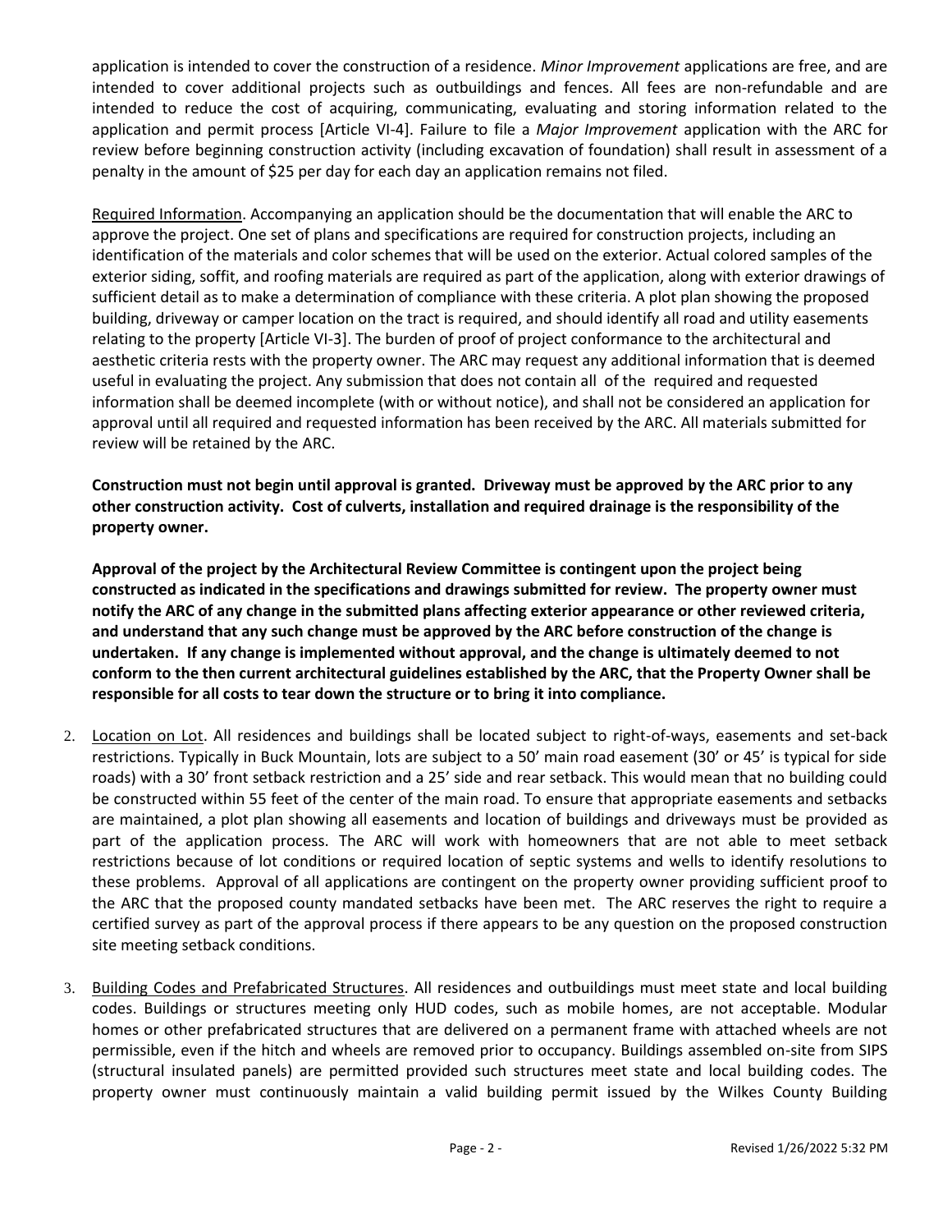application is intended to cover the construction of a residence. *Minor Improvement* applications are free, and are intended to cover additional projects such as outbuildings and fences. All fees are non-refundable and are intended to reduce the cost of acquiring, communicating, evaluating and storing information related to the application and permit process [Article VI-4]. Failure to file a *Major Improvement* application with the ARC for review before beginning construction activity (including excavation of foundation) shall result in assessment of a penalty in the amount of $25 per day for each day an application remains not filed.

Required Information. Accompanying an application should be the documentation that will enable the ARC to approve the project. One set of plans and specifications are required for construction projects, including an identification of the materials and color schemes that will be used on the exterior. Actual colored samples of the exterior siding, soffit, and roofing materials are required as part of the application, along with exterior drawings of sufficient detail as to make a determination of compliance with these criteria. A plot plan showing the proposed building, driveway or camper location on the tract is required, and should identify all road and utility easements relating to the property [Article VI-3]. The burden of proof of project conformance to the architectural and aesthetic criteria rests with the property owner. The ARC may request any additional information that is deemed useful in evaluating the project. Any submission that does not contain all of the required and requested information shall be deemed incomplete (with or without notice), and shall not be considered an application for approval until all required and requested information has been received by the ARC. All materials submitted for review will be retained by the ARC.

**Construction must not begin until approval is granted. Driveway must be approved by the ARC prior to any other construction activity. Cost of culverts, installation and required drainage is the responsibility of the property owner.**

**Approval of the project by the Architectural Review Committee is contingent upon the project being constructed as indicated in the specifications and drawings submitted for review. The property owner must notify the ARC of any change in the submitted plans affecting exterior appearance or other reviewed criteria, and understand that any such change must be approved by the ARC before construction of the change is undertaken. If any change is implemented without approval, and the change is ultimately deemed to not conform to the then current architectural guidelines established by the ARC, that the Property Owner shall be responsible for all costs to tear down the structure or to bring it into compliance.**

2. Location on Lot. All residences and buildings shall be located subject to right-of-ways, easements and set-back restrictions. Typically in Buck Mountain, lots are subject to a 50' main road easement (30' or 45' is typical for side roads) with a 30' front setback restriction and a 25' side and rear setback. This would mean that no building could be constructed within 55 feet of the center of the main road. To ensure that appropriate easements and setbacks are maintained, a plot plan showing all easements and location of buildings and driveways must be provided as part of the application process. The ARC will work with homeowners that are not able to meet setback restrictions because of lot conditions or required location of septic systems and wells to identify resolutions to these problems. Approval of all applications are contingent on the property owner providing sufficient proof to the ARC that the proposed county mandated setbacks have been met. The ARC reserves the right to require a certified survey as part of the approval process if there appears to be any question on the proposed construction site meeting setback conditions.

3. Building Codes and Prefabricated Structures. All residences and outbuildings must meet state and local building codes. Buildings or structures meeting only HUD codes, such as mobile homes, are not acceptable. Modular homes or other prefabricated structures that are delivered on a permanent frame with attached wheels are not permissible, even if the hitch and wheels are removed prior to occupancy. Buildings assembled on-site from SIPS (structural insulated panels) are permitted provided such structures meet state and local building codes. The property owner must continuously maintain a valid building permit issued by the Wilkes County Building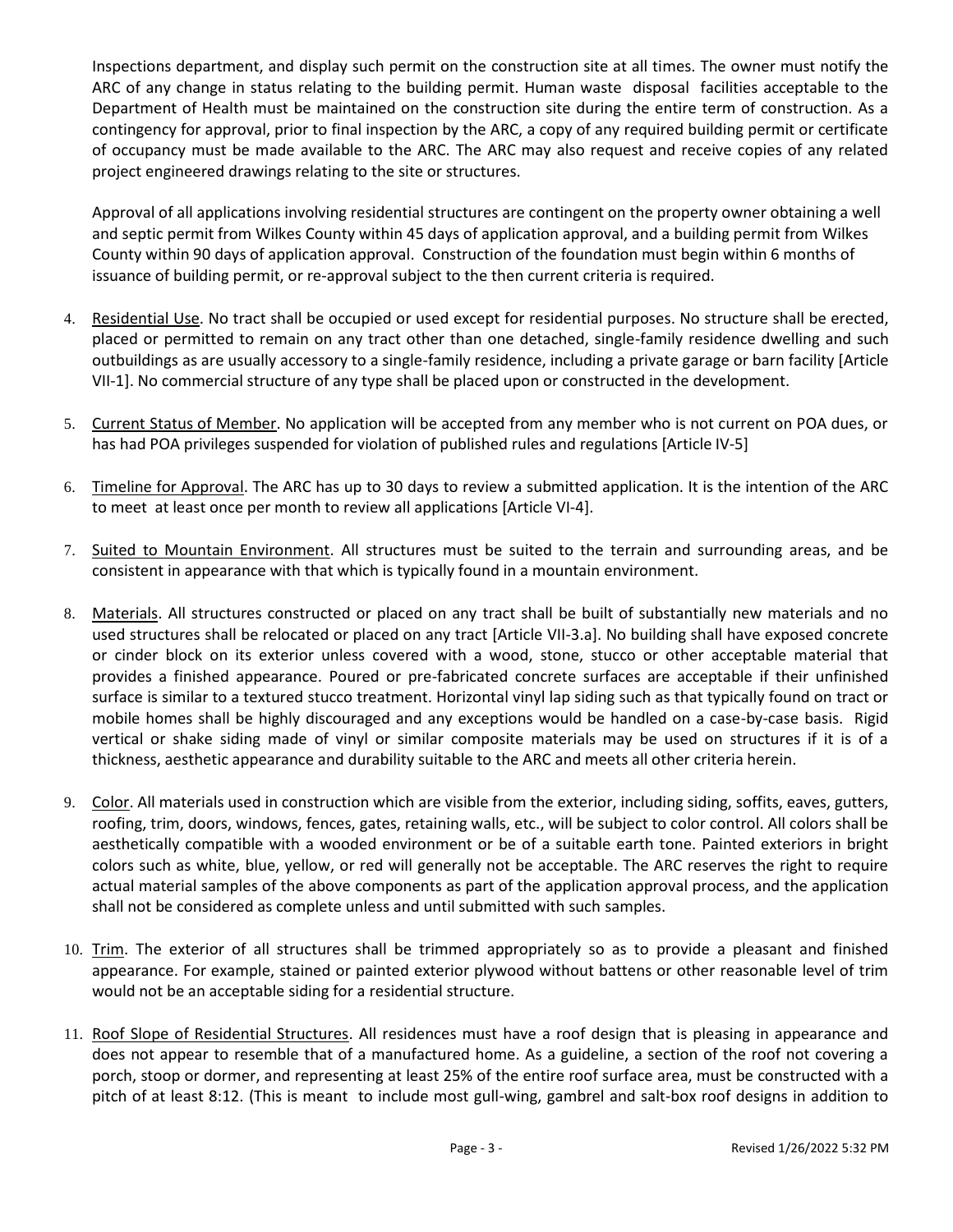Inspections department, and display such permit on the construction site at all times. The owner must notify the ARC of any change in status relating to the building permit. Human waste disposal facilities acceptable to the Department of Health must be maintained on the construction site during the entire term of construction. As a contingency for approval, prior to final inspection by the ARC, a copy of any required building permit or certificate of occupancy must be made available to the ARC. The ARC may also request and receive copies of any related project engineered drawings relating to the site or structures.

Approval of all applications involving residential structures are contingent on the property owner obtaining a well and septic permit from Wilkes County within 45 days of application approval, and a building permit from Wilkes County within 90 days of application approval. Construction of the foundation must begin within 6 months of issuance of building permit, or re-approval subject to the then current criteria is required.

4. Residential Use. No tract shall be occupied or used except for residential purposes. No structure shall be erected, placed or permitted to remain on any tract other than one detached, single-family residence dwelling and such outbuildings as are usually accessory to a single-family residence, including a private garage or barn facility [Article VII-1]. No commercial structure of any type shall be placed upon or constructed in the development.

5. Current Status of Member. No application will be accepted from any member who is not current on POA dues, or has had POA privileges suspended for violation of published rules and regulations [Article IV-5]

6. Timeline for Approval. The ARC has up to 30 days to review a submitted application. It is the intention of the ARC to meet at least once per month to review all applications [Article VI-4].

7. Suited to Mountain Environment. All structures must be suited to the terrain and surrounding areas, and be consistent in appearance with that which is typically found in a mountain environment.

8. Materials. All structures constructed or placed on any tract shall be built of substantially new materials and no used structures shall be relocated or placed on any tract [Article VII-3.a]. No building shall have exposed concrete or cinder block on its exterior unless covered with a wood, stone, stucco or other acceptable material that provides a finished appearance. Poured or pre-fabricated concrete surfaces are acceptable if their unfinished surface is similar to a textured stucco treatment. Horizontal vinyl lap siding such as that typically found on tract or mobile homes shall be highly discouraged and any exceptions would be handled on a case-by-case basis. Rigid vertical or shake siding made of vinyl or similar composite materials may be used on structures if it is of a thickness, aesthetic appearance and durability suitable to the ARC and meets all other criteria herein.

9. Color. All materials used in construction which are visible from the exterior, including siding, soffits, eaves, gutters, roofing, trim, doors, windows, fences, gates, retaining walls, etc., will be subject to color control. All colors shall be aesthetically compatible with a wooded environment or be of a suitable earth tone. Painted exteriors in bright colors such as white, blue, yellow, or red will generally not be acceptable. The ARC reserves the right to require actual material samples of the above components as part of the application approval process, and the application shall not be considered as complete unless and until submitted with such samples.

10. Trim. The exterior of all structures shall be trimmed appropriately so as to provide a pleasant and finished appearance. For example, stained or painted exterior plywood without battens or other reasonable level of trim would not be an acceptable siding for a residential structure.

11. Roof Slope of Residential Structures. All residences must have a roof design that is pleasing in appearance and does not appear to resemble that of a manufactured home. As a guideline, a section of the roof not covering a porch, stoop or dormer, and representing at least 25% of the entire roof surface area, must be constructed with a pitch of at least 8:12. (This is meant to include most gull-wing, gambrel and salt-box roof designs in addition to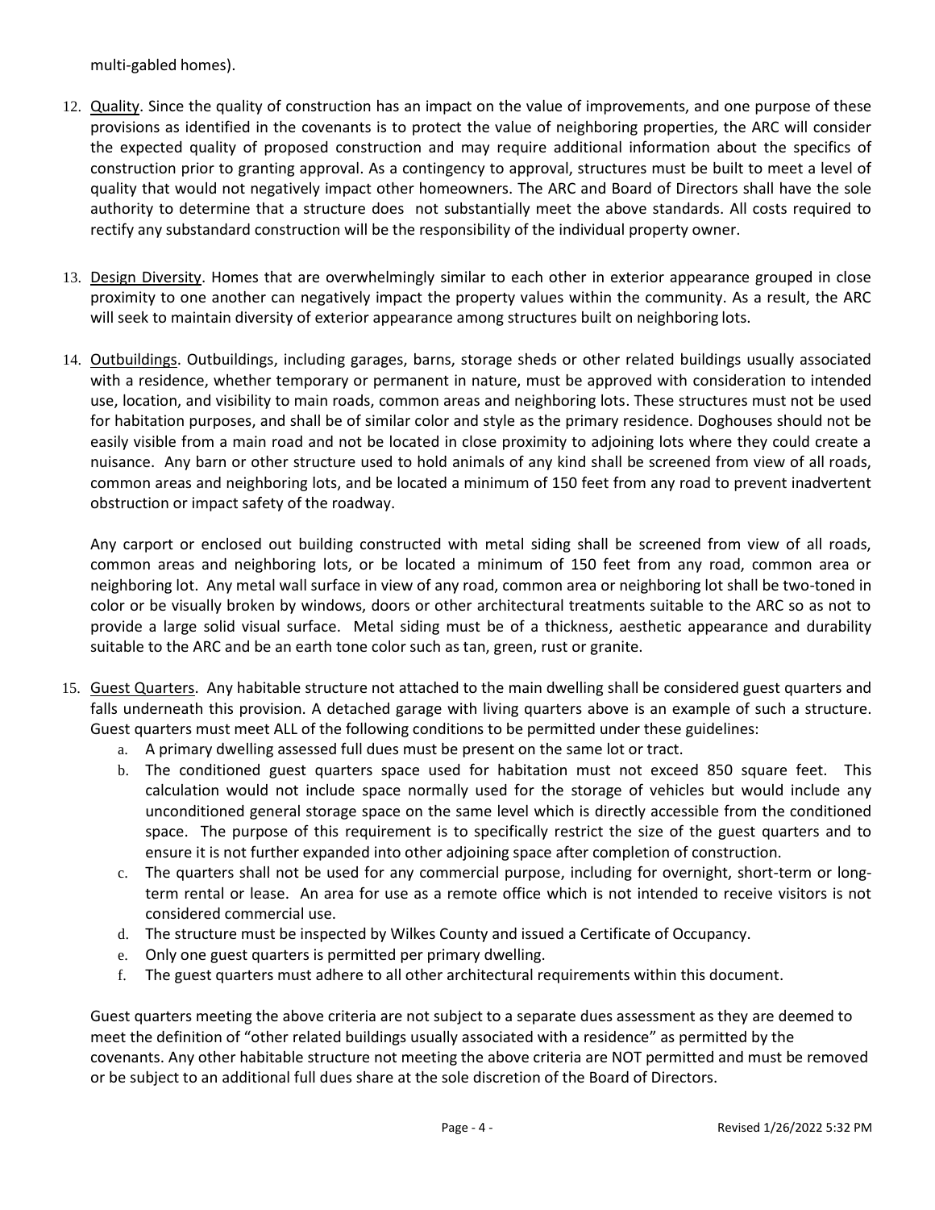multi-gabled homes).

12. Quality. Since the quality of construction has an impact on the value of improvements, and one purpose of these provisions as identified in the covenants is to protect the value of neighboring properties, the ARC will consider the expected quality of proposed construction and may require additional information about the specifics of construction prior to granting approval. As a contingency to approval, structures must be built to meet a level of quality that would not negatively impact other homeowners. The ARC and Board of Directors shall have the sole authority to determine that a structure does not substantially meet the above standards. All costs required to rectify any substandard construction will be the responsibility of the individual property owner.

13. Design Diversity. Homes that are overwhelmingly similar to each other in exterior appearance grouped in close proximity to one another can negatively impact the property values within the community. As a result, the ARC will seek to maintain diversity of exterior appearance among structures built on neighboring lots.

14. Outbuildings. Outbuildings, including garages, barns, storage sheds or other related buildings usually associated with a residence, whether temporary or permanent in nature, must be approved with consideration to intended use, location, and visibility to main roads, common areas and neighboring lots. These structures must not be used for habitation purposes, and shall be of similar color and style as the primary residence. Doghouses should not be easily visible from a main road and not be located in close proximity to adjoining lots where they could create a nuisance. Any barn or other structure used to hold animals of any kind shall be screened from view of all roads, common areas and neighboring lots, and be located a minimum of 150 feet from any road to prevent inadvertent obstruction or impact safety of the roadway.

    Any carport or enclosed out building constructed with metal siding shall be screened from view of all roads, common areas and neighboring lots, or be located a minimum of 150 feet from any road, common area or neighboring lot. Any metal wall surface in view of any road, common area or neighboring lot shall be two-toned in color or be visually broken by windows, doors or other architectural treatments suitable to the ARC so as not to provide a large solid visual surface. Metal siding must be of a thickness, aesthetic appearance and durability suitable to the ARC and be an earth tone color such as tan, green, rust or granite.

15. Guest Quarters. Any habitable structure not attached to the main dwelling shall be considered guest quarters and falls underneath this provision. A detached garage with living quarters above is an example of such a structure. Guest quarters must meet ALL of the following conditions to be permitted under these guidelines:
    a. A primary dwelling assessed full dues must be present on the same lot or tract.
    b. The conditioned guest quarters space used for habitation must not exceed 850 square feet. This calculation would not include space normally used for the storage of vehicles but would include any unconditioned general storage space on the same level which is directly accessible from the conditioned space. The purpose of this requirement is to specifically restrict the size of the guest quarters and to ensure it is not further expanded into other adjoining space after completion of construction.
    c. The quarters shall not be used for any commercial purpose, including for overnight, short-term or long-term rental or lease. An area for use as a remote office which is not intended to receive visitors is not considered commercial use.
    d. The structure must be inspected by Wilkes County and issued a Certificate of Occupancy.
    e. Only one guest quarters is permitted per primary dwelling.
    f. The guest quarters must adhere to all other architectural requirements within this document.

    Guest quarters meeting the above criteria are not subject to a separate dues assessment as they are deemed to meet the definition of "other related buildings usually associated with a residence" as permitted by the covenants. Any other habitable structure not meeting the above criteria are NOT permitted and must be removed or be subject to an additional full dues share at the sole discretion of the Board of Directors.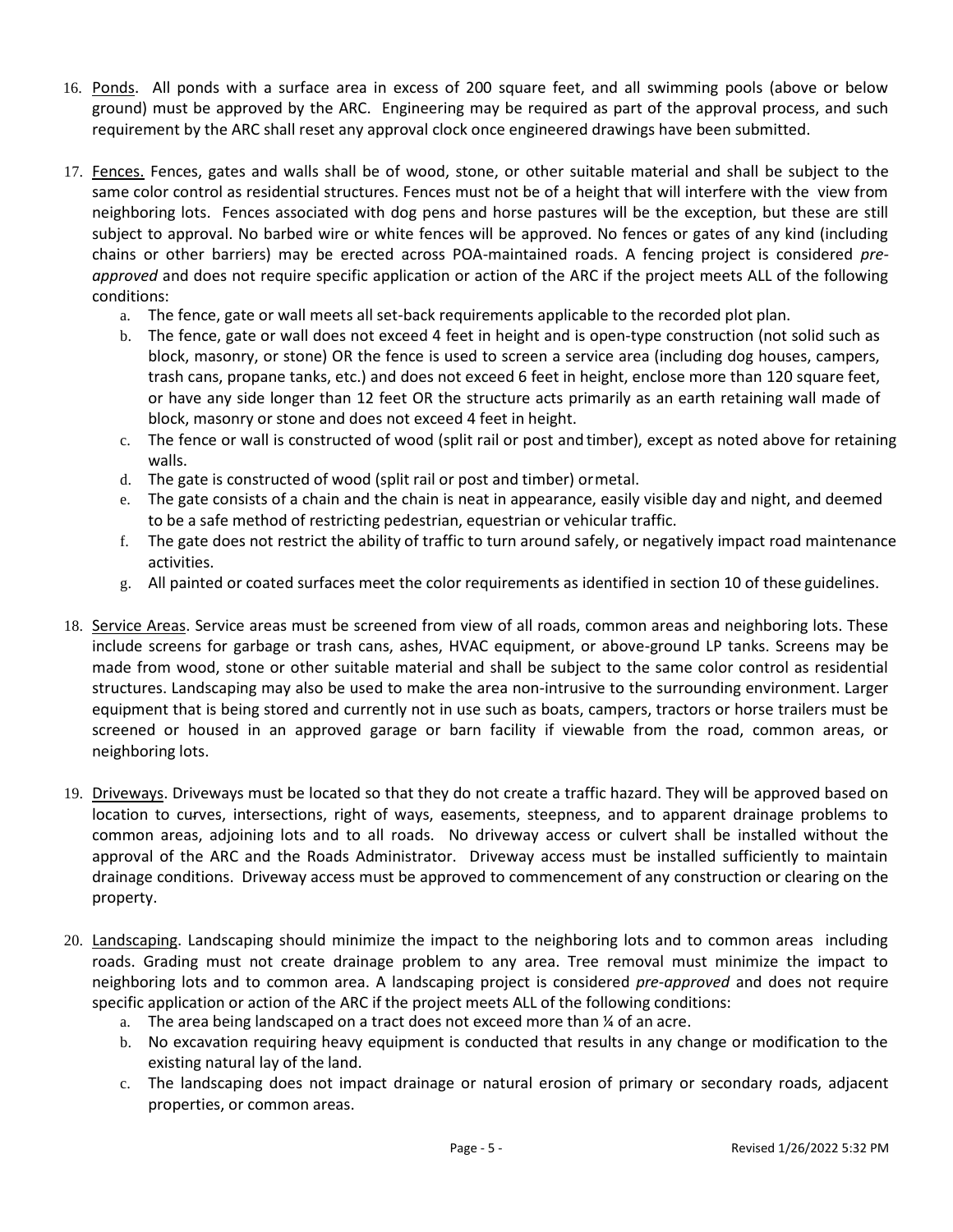16. Ponds. All ponds with a surface area in excess of 200 square feet, and all swimming pools (above or below ground) must be approved by the ARC. Engineering may be required as part of the approval process, and such requirement by the ARC shall reset any approval clock once engineered drawings have been submitted.

17. Fences. Fences, gates and walls shall be of wood, stone, or other suitable material and shall be subject to the same color control as residential structures. Fences must not be of a height that will interfere with the view from neighboring lots. Fences associated with dog pens and horse pastures will be the exception, but these are still subject to approval. No barbed wire or white fences will be approved. No fences or gates of any kind (including chains or other barriers) may be erected across POA-maintained roads. A fencing project is considered *pre-approved* and does not require specific application or action of the ARC if the project meets ALL of the following conditions:
    a. The fence, gate or wall meets all set-back requirements applicable to the recorded plot plan.
    b. The fence, gate or wall does not exceed 4 feet in height and is open-type construction (not solid such as block, masonry, or stone) OR the fence is used to screen a service area (including dog houses, campers, trash cans, propane tanks, etc.) and does not exceed 6 feet in height, enclose more than 120 square feet, or have any side longer than 12 feet OR the structure acts primarily as an earth retaining wall made of block, masonry or stone and does not exceed 4 feet in height.
    c. The fence or wall is constructed of wood (split rail or post and timber), except as noted above for retaining walls.
    d. The gate is constructed of wood (split rail or post and timber) or metal.
    e. The gate consists of a chain and the chain is neat in appearance, easily visible day and night, and deemed to be a safe method of restricting pedestrian, equestrian or vehicular traffic.
    f. The gate does not restrict the ability of traffic to turn around safely, or negatively impact road maintenance activities.
    g. All painted or coated surfaces meet the color requirements as identified in section 10 of these guidelines.

18. Service Areas. Service areas must be screened from view of all roads, common areas and neighboring lots. These include screens for garbage or trash cans, ashes, HVAC equipment, or above-ground LP tanks. Screens may be made from wood, stone or other suitable material and shall be subject to the same color control as residential structures. Landscaping may also be used to make the area non-intrusive to the surrounding environment. Larger equipment that is being stored and currently not in use such as boats, campers, tractors or horse trailers must be screened or housed in an approved garage or barn facility if viewable from the road, common areas, or neighboring lots.

19. Driveways. Driveways must be located so that they do not create a traffic hazard. They will be approved based on location to curves, intersections, right of ways, easements, steepness, and to apparent drainage problems to common areas, adjoining lots and to all roads. No driveway access or culvert shall be installed without the approval of the ARC and the Roads Administrator. Driveway access must be installed sufficiently to maintain drainage conditions. Driveway access must be approved to commencement of any construction or clearing on the property.

20. Landscaping. Landscaping should minimize the impact to the neighboring lots and to common areas including roads. Grading must not create drainage problem to any area. Tree removal must minimize the impact to neighboring lots and to common area. A landscaping project is considered *pre-approved* and does not require specific application or action of the ARC if the project meets ALL of the following conditions:
    a. The area being landscaped on a tract does not exceed more than ¼ of an acre.
    b. No excavation requiring heavy equipment is conducted that results in any change or modification to the existing natural lay of the land.
    c. The landscaping does not impact drainage or natural erosion of primary or secondary roads, adjacent properties, or common areas.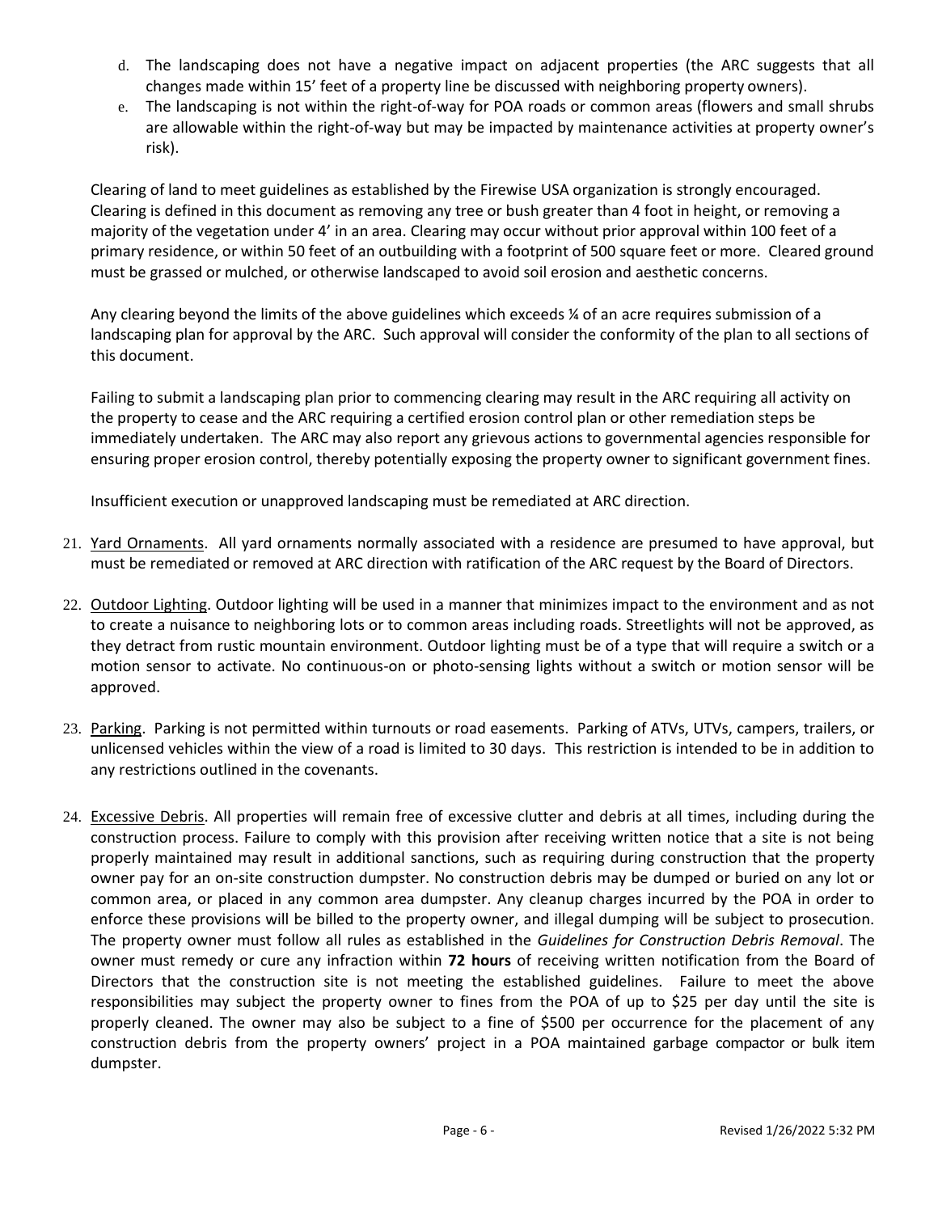d. The landscaping does not have a negative impact on adjacent properties (the ARC suggests that all changes made within 15' feet of a property line be discussed with neighboring property owners).
e. The landscaping is not within the right-of-way for POA roads or common areas (flowers and small shrubs are allowable within the right-of-way but may be impacted by maintenance activities at property owner's risk).

Clearing of land to meet guidelines as established by the Firewise USA organization is strongly encouraged. Clearing is defined in this document as removing any tree or bush greater than 4 foot in height, or removing a majority of the vegetation under 4' in an area. Clearing may occur without prior approval within 100 feet of a primary residence, or within 50 feet of an outbuilding with a footprint of 500 square feet or more. Cleared ground must be grassed or mulched, or otherwise landscaped to avoid soil erosion and aesthetic concerns.

Any clearing beyond the limits of the above guidelines which exceeds ¼ of an acre requires submission of a landscaping plan for approval by the ARC. Such approval will consider the conformity of the plan to all sections of this document.

Failing to submit a landscaping plan prior to commencing clearing may result in the ARC requiring all activity on the property to cease and the ARC requiring a certified erosion control plan or other remediation steps be immediately undertaken. The ARC may also report any grievous actions to governmental agencies responsible for ensuring proper erosion control, thereby potentially exposing the property owner to significant government fines.

Insufficient execution or unapproved landscaping must be remediated at ARC direction.

21. Yard Ornaments. All yard ornaments normally associated with a residence are presumed to have approval, but must be remediated or removed at ARC direction with ratification of the ARC request by the Board of Directors.

22. Outdoor Lighting. Outdoor lighting will be used in a manner that minimizes impact to the environment and as not to create a nuisance to neighboring lots or to common areas including roads. Streetlights will not be approved, as they detract from rustic mountain environment. Outdoor lighting must be of a type that will require a switch or a motion sensor to activate. No continuous-on or photo-sensing lights without a switch or motion sensor will be approved.

23. Parking. Parking is not permitted within turnouts or road easements. Parking of ATVs, UTVs, campers, trailers, or unlicensed vehicles within the view of a road is limited to 30 days. This restriction is intended to be in addition to any restrictions outlined in the covenants.

24. Excessive Debris. All properties will remain free of excessive clutter and debris at all times, including during the construction process. Failure to comply with this provision after receiving written notice that a site is not being properly maintained may result in additional sanctions, such as requiring during construction that the property owner pay for an on-site construction dumpster. No construction debris may be dumped or buried on any lot or common area, or placed in any common area dumpster. Any cleanup charges incurred by the POA in order to enforce these provisions will be billed to the property owner, and illegal dumping will be subject to prosecution. The property owner must follow all rules as established in the *Guidelines for Construction Debris Removal*. The owner must remedy or cure any infraction within **72 hours** of receiving written notification from the Board of Directors that the construction site is not meeting the established guidelines. Failure to meet the above responsibilities may subject the property owner to fines from the POA of up to $25 per day until the site is properly cleaned. The owner may also be subject to a fine of $500 per occurrence for the placement of any construction debris from the property owners' project in a POA maintained garbage compactor or bulk item dumpster.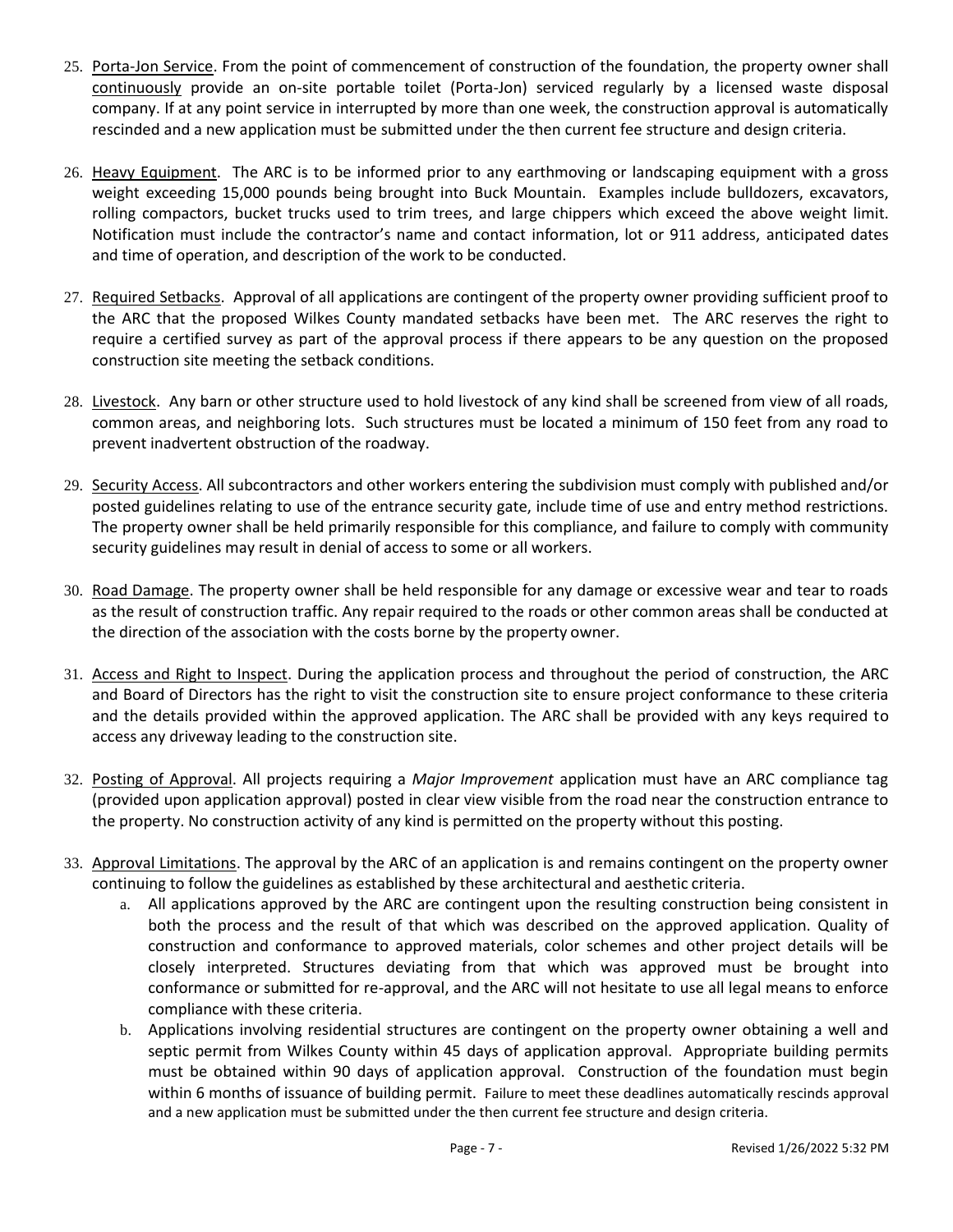25. Porta-Jon Service. From the point of commencement of construction of the foundation, the property owner shall continuously provide an on-site portable toilet (Porta-Jon) serviced regularly by a licensed waste disposal company. If at any point service in interrupted by more than one week, the construction approval is automatically rescinded and a new application must be submitted under the then current fee structure and design criteria.

26. Heavy Equipment. The ARC is to be informed prior to any earthmoving or landscaping equipment with a gross weight exceeding 15,000 pounds being brought into Buck Mountain. Examples include bulldozers, excavators, rolling compactors, bucket trucks used to trim trees, and large chippers which exceed the above weight limit. Notification must include the contractor's name and contact information, lot or 911 address, anticipated dates and time of operation, and description of the work to be conducted.

27. Required Setbacks. Approval of all applications are contingent of the property owner providing sufficient proof to the ARC that the proposed Wilkes County mandated setbacks have been met. The ARC reserves the right to require a certified survey as part of the approval process if there appears to be any question on the proposed construction site meeting the setback conditions.

28. Livestock. Any barn or other structure used to hold livestock of any kind shall be screened from view of all roads, common areas, and neighboring lots. Such structures must be located a minimum of 150 feet from any road to prevent inadvertent obstruction of the roadway.

29. Security Access. All subcontractors and other workers entering the subdivision must comply with published and/or posted guidelines relating to use of the entrance security gate, include time of use and entry method restrictions. The property owner shall be held primarily responsible for this compliance, and failure to comply with community security guidelines may result in denial of access to some or all workers.

30. Road Damage. The property owner shall be held responsible for any damage or excessive wear and tear to roads as the result of construction traffic. Any repair required to the roads or other common areas shall be conducted at the direction of the association with the costs borne by the property owner.

31. Access and Right to Inspect. During the application process and throughout the period of construction, the ARC and Board of Directors has the right to visit the construction site to ensure project conformance to these criteria and the details provided within the approved application. The ARC shall be provided with any keys required to access any driveway leading to the construction site.

32. Posting of Approval. All projects requiring a *Major Improvement* application must have an ARC compliance tag (provided upon application approval) posted in clear view visible from the road near the construction entrance to the property. No construction activity of any kind is permitted on the property without this posting.

33. Approval Limitations. The approval by the ARC of an application is and remains contingent on the property owner continuing to follow the guidelines as established by these architectural and aesthetic criteria.
    a. All applications approved by the ARC are contingent upon the resulting construction being consistent in both the process and the result of that which was described on the approved application. Quality of construction and conformance to approved materials, color schemes and other project details will be closely interpreted. Structures deviating from that which was approved must be brought into conformance or submitted for re-approval, and the ARC will not hesitate to use all legal means to enforce compliance with these criteria.
    b. Applications involving residential structures are contingent on the property owner obtaining a well and septic permit from Wilkes County within 45 days of application approval. Appropriate building permits must be obtained within 90 days of application approval. Construction of the foundation must begin within 6 months of issuance of building permit. Failure to meet these deadlines automatically rescinds approval and a new application must be submitted under the then current fee structure and design criteria.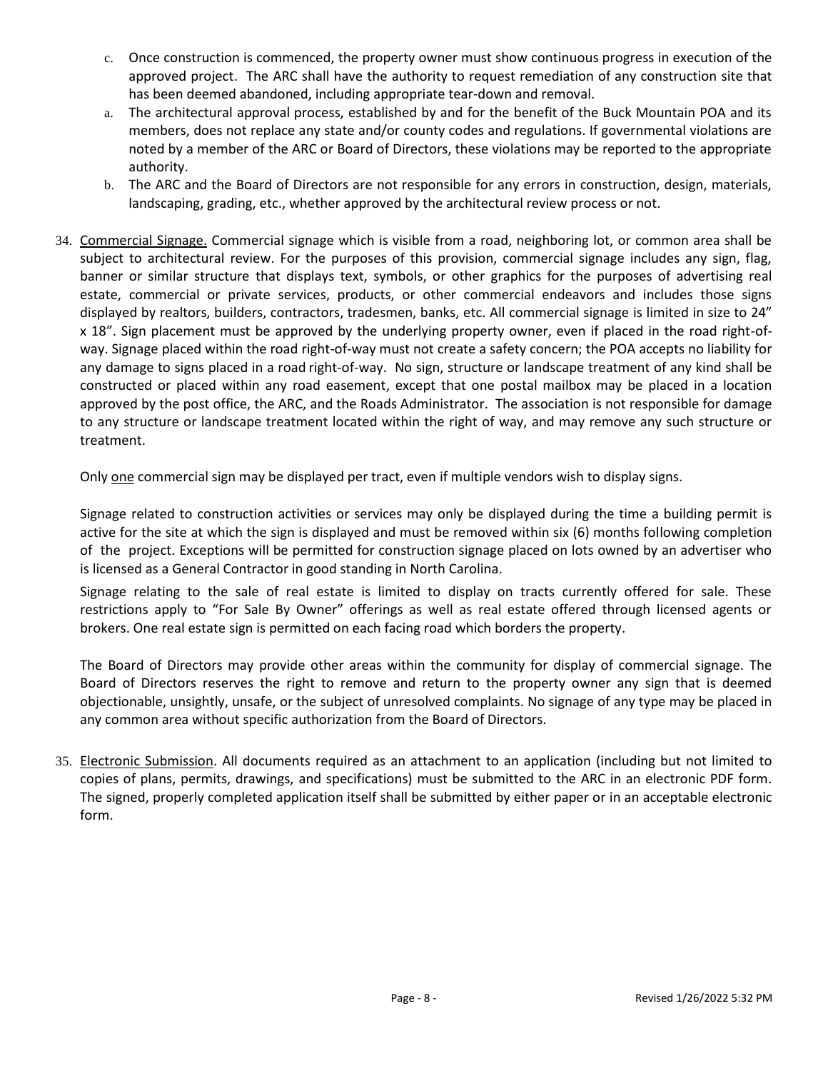c. Once construction is commenced, the property owner must show continuous progress in execution of the approved project. The ARC shall have the authority to request remediation of any construction site that has been deemed abandoned, including appropriate tear-down and removal.

a. The architectural approval process, established by and for the benefit of the Buck Mountain POA and its members, does not replace any state and/or county codes and regulations. If governmental violations are noted by a member of the ARC or Board of Directors, these violations may be reported to the appropriate authority.

b. The ARC and the Board of Directors are not responsible for any errors in construction, design, materials, landscaping, grading, etc., whether approved by the architectural review process or not.

34. Commercial Signage. Commercial signage which is visible from a road, neighboring lot, or common area shall be subject to architectural review. For the purposes of this provision, commercial signage includes any sign, flag, banner or similar structure that displays text, symbols, or other graphics for the purposes of advertising real estate, commercial or private services, products, or other commercial endeavors and includes those signs displayed by realtors, builders, contractors, tradesmen, banks, etc. All commercial signage is limited in size to 24" x 18". Sign placement must be approved by the underlying property owner, even if placed in the road right-of-way. Signage placed within the road right-of-way must not create a safety concern; the POA accepts no liability for any damage to signs placed in a road right-of-way. No sign, structure or landscape treatment of any kind shall be constructed or placed within any road easement, except that one postal mailbox may be placed in a location approved by the post office, the ARC, and the Roads Administrator. The association is not responsible for damage to any structure or landscape treatment located within the right of way, and may remove any such structure or treatment.

    Only one commercial sign may be displayed per tract, even if multiple vendors wish to display signs.

    Signage related to construction activities or services may only be displayed during the time a building permit is active for the site at which the sign is displayed and must be removed within six (6) months following completion of the project. Exceptions will be permitted for construction signage placed on lots owned by an advertiser who is licensed as a General Contractor in good standing in North Carolina.

    Signage relating to the sale of real estate is limited to display on tracts currently offered for sale. These restrictions apply to "For Sale By Owner" offerings as well as real estate offered through licensed agents or brokers. One real estate sign is permitted on each facing road which borders the property.

    The Board of Directors may provide other areas within the community for display of commercial signage. The Board of Directors reserves the right to remove and return to the property owner any sign that is deemed objectionable, unsightly, unsafe, or the subject of unresolved complaints. No signage of any type may be placed in any common area without specific authorization from the Board of Directors.

35. Electronic Submission. All documents required as an attachment to an application (including but not limited to copies of plans, permits, drawings, and specifications) must be submitted to the ARC in an electronic PDF form. The signed, properly completed application itself shall be submitted by either paper or in an acceptable electronic form.